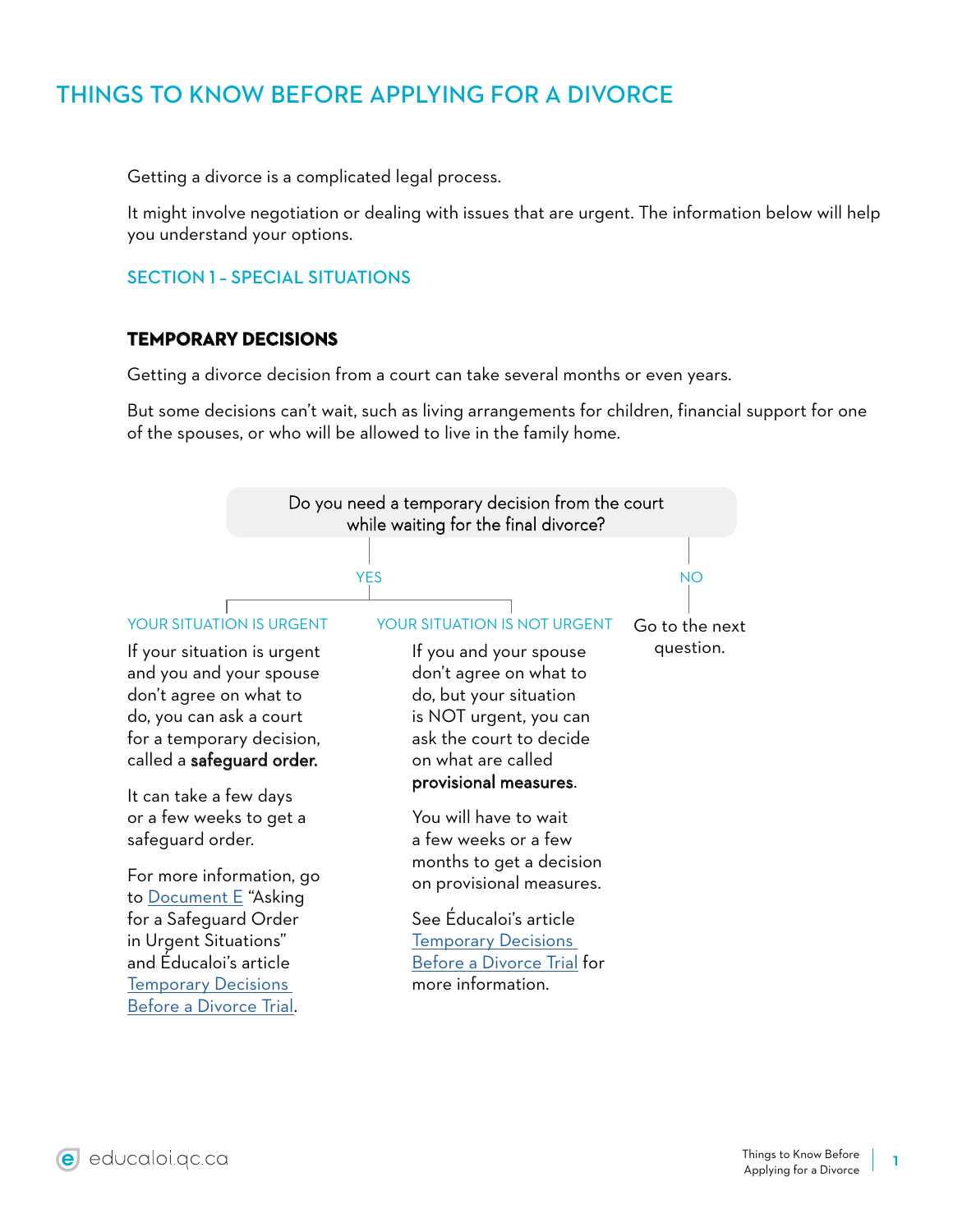# THINGS TO KNOW BEFORE APPLYING FOR A DIVORCE

Getting a divorce is a complicated legal process.

It might involve negotiation or dealing with issues that are urgent. The information below will help you understand your options.

## SECTION 1 – SPECIAL SITUATIONS

### TEMPORARY DECISIONS

Getting a divorce decision from a court can take several months or even years.

But some decisions can't wait, such as living arrangements for children, financial support for one of the spouses, or who will be allowed to live in the family home.

**Do you need a temporary decision from the court while waiting for the final divorce?**

**YES**

YOUR SITUATION IS URGENT

If your situation is urgent and you and your spouse don't agree on what to do, you can ask a court for a temporary decision, called a **safeguard order.**

It can take a few days or a few weeks to get a safeguard order.

For more information, go to Document E "Asking for a Safeguard Order in Urgent Situations" and Éducaloi's article Temporary Decisions Before a Divorce Trial.

YOUR SITUATION IS NOT URGENT

If you and your spouse don't agree on what to do, but your situation is NOT urgent, you can ask the court to decide on what are called **provisional measures**.

You will have to wait a few weeks or a few months to get a decision on provisional measures.

See Éducaloi's article Temporary Decisions Before a Divorce Trial for more information.

**NO**

Go to the next question.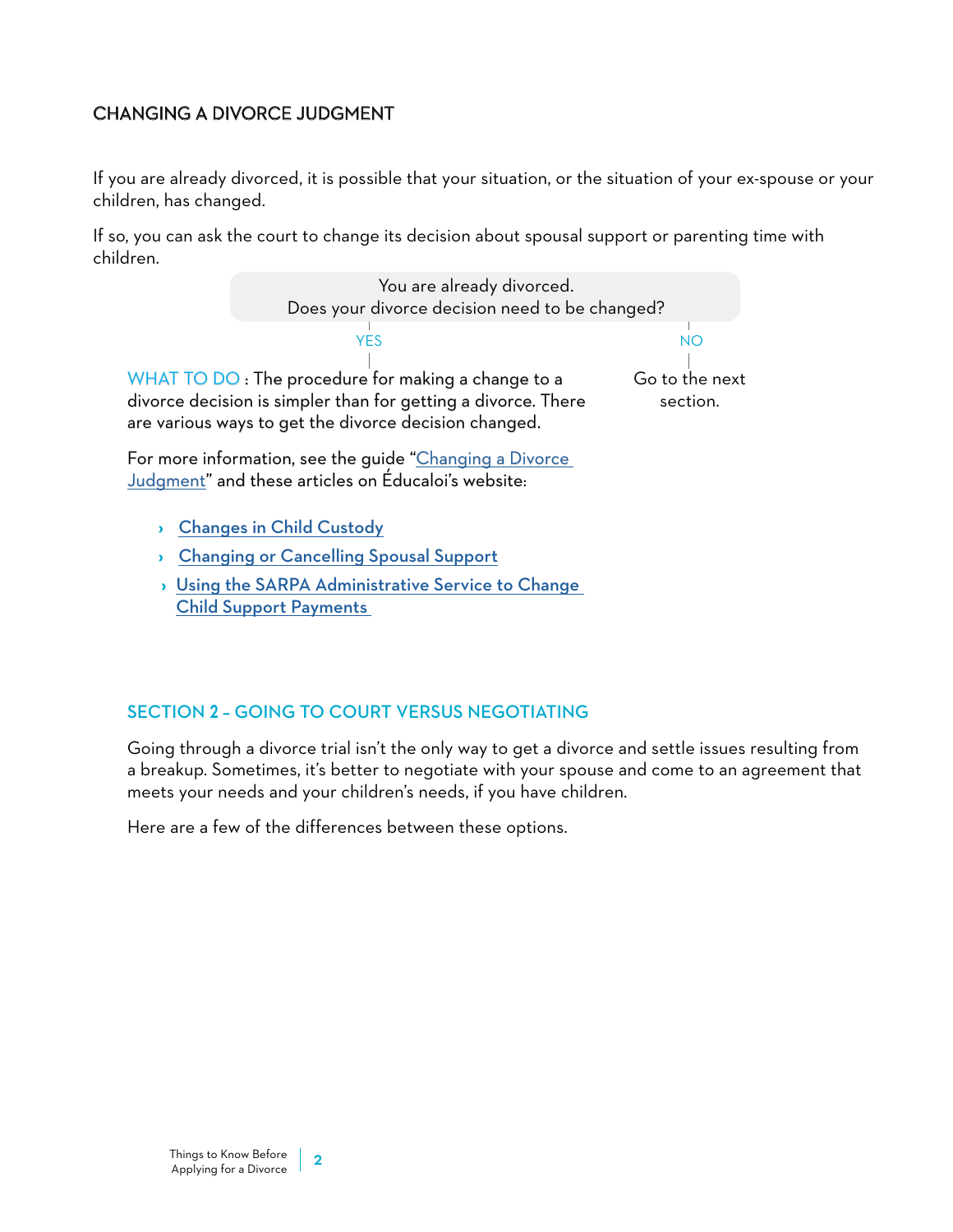## CHANGING A DIVORCE JUDGMENT

If you are already divorced, it is possible that your situation, or the situation of your ex-spouse or your children, has changed.

If so, you can ask the court to change its decision about spousal support or parenting time with children.

You are already divorced.
Does your divorce decision need to be changed?

**YES**

**WHAT TO DO** : The procedure for making a change to a divorce decision is simpler than for getting a divorce. There are various ways to get the divorce decision changed.

For more information, see the guide "Changing a Divorce Judgment" and these articles on Éducaloi's website:

- Changes in Child Custody
- Changing or Cancelling Spousal Support
- Using the SARPA Administrative Service to Change Child Support Payments

**NO**

Go to the next section.

## SECTION 2 – GOING TO COURT VERSUS NEGOTIATING

Going through a divorce trial isn't the only way to get a divorce and settle issues resulting from a breakup. Sometimes, it's better to negotiate with your spouse and come to an agreement that meets your needs and your children's needs, if you have children.

Here are a few of the differences between these options.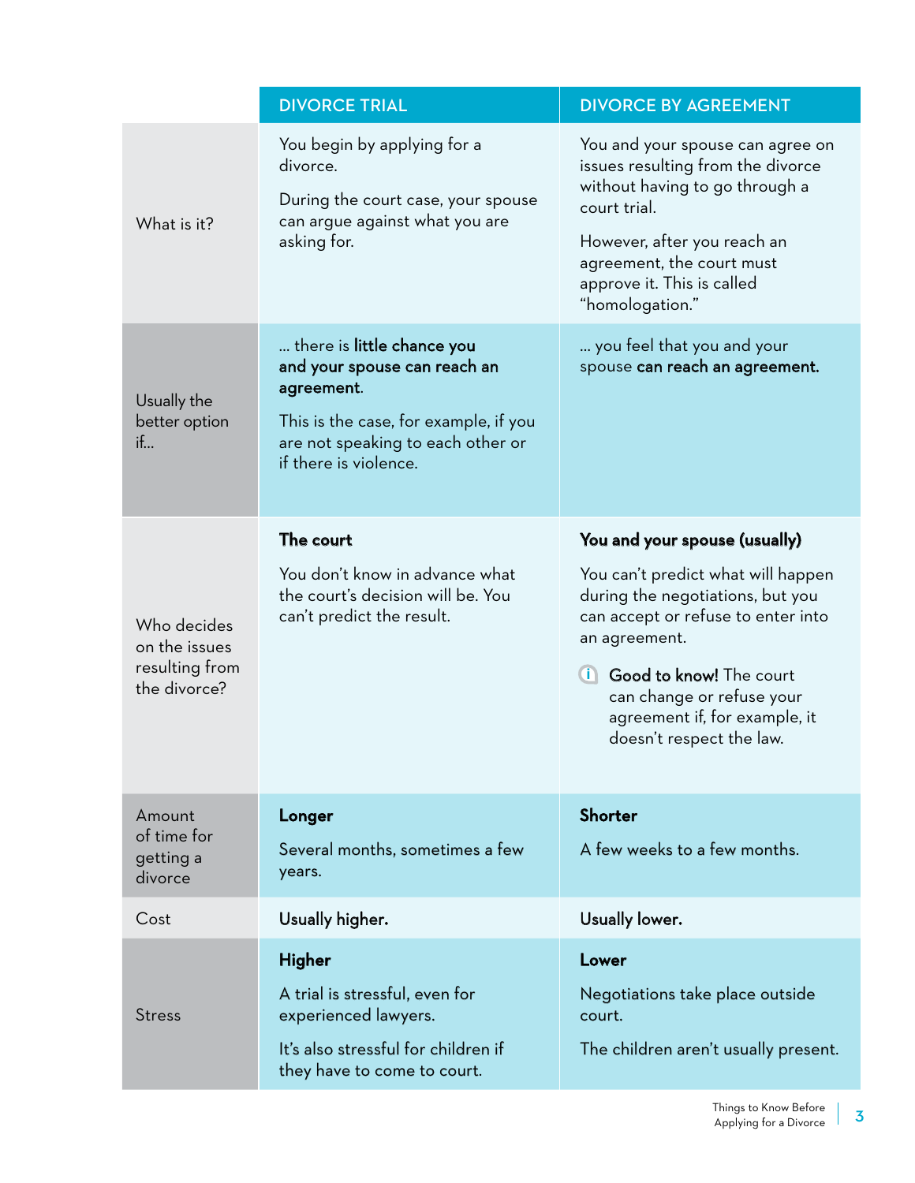| | DIVORCE TRIAL | DIVORCE BY AGREEMENT |
|---|---|---|
| What is it? | You begin by applying for a divorce.<br><br>During the court case, your spouse can argue against what you are asking for. | You and your spouse can agree on issues resulting from the divorce without having to go through a court trial.<br><br>However, after you reach an agreement, the court must approve it. This is called "homologation." |
| Usually the better option if... | ... there is **little chance you and your spouse can reach an agreement**.<br><br>This is the case, for example, if you are not speaking to each other or if there is violence. | ... you feel that you and your spouse **can reach an agreement.** |
| Who decides on the issues resulting from the divorce? | **The court**<br><br>You don't know in advance what the court's decision will be. You can't predict the result. | **You and your spouse (usually)**<br><br>You can't predict what will happen during the negotiations, but you can accept or refuse to enter into an agreement.<br><br>**Good to know!** The court can change or refuse your agreement if, for example, it doesn't respect the law. |
| Amount of time for getting a divorce | **Longer**<br><br>Several months, sometimes a few years. | **Shorter**<br><br>A few weeks to a few months. |
| Cost | **Usually higher.** | **Usually lower.** |
| Stress | **Higher**<br><br>A trial is stressful, even for experienced lawyers.<br><br>It's also stressful for children if they have to come to court. | **Lower**<br><br>Negotiations take place outside court.<br><br>The children aren't usually present. |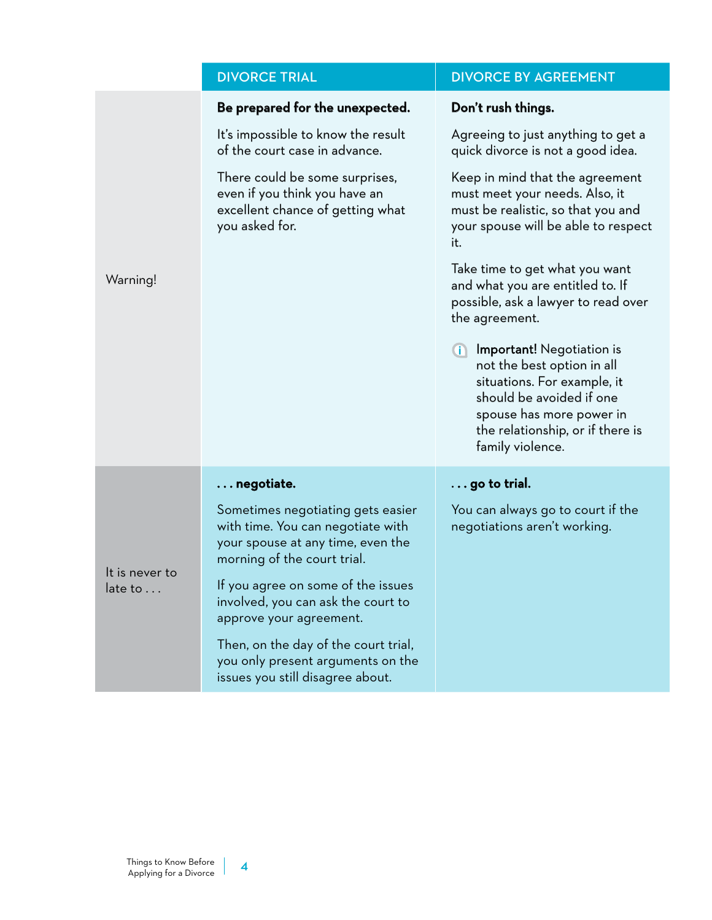| | DIVORCE TRIAL | DIVORCE BY AGREEMENT |
|---|---|---|
| Warning! | **Be prepared for the unexpected.**<br><br>It's impossible to know the result of the court case in advance.<br><br>There could be some surprises, even if you think you have an excellent chance of getting what you asked for. | **Don't rush things.**<br><br>Agreeing to just anything to get a quick divorce is not a good idea.<br><br>Keep in mind that the agreement must meet your needs. Also, it must be realistic, so that you and your spouse will be able to respect it.<br><br>Take time to get what you want and what you are entitled to. If possible, ask a lawyer to read over the agreement.<br><br>**Important!** Negotiation is not the best option in all situations. For example, it should be avoided if one spouse has more power in the relationship, or if there is family violence. |
| It is never to late to . . . | **. . . negotiate.**<br><br>Sometimes negotiating gets easier with time. You can negotiate with your spouse at any time, even the morning of the court trial.<br><br>If you agree on some of the issues involved, you can ask the court to approve your agreement.<br><br>Then, on the day of the court trial, you only present arguments on the issues you still disagree about. | **. . . go to trial.**<br><br>You can always go to court if the negotiations aren't working. |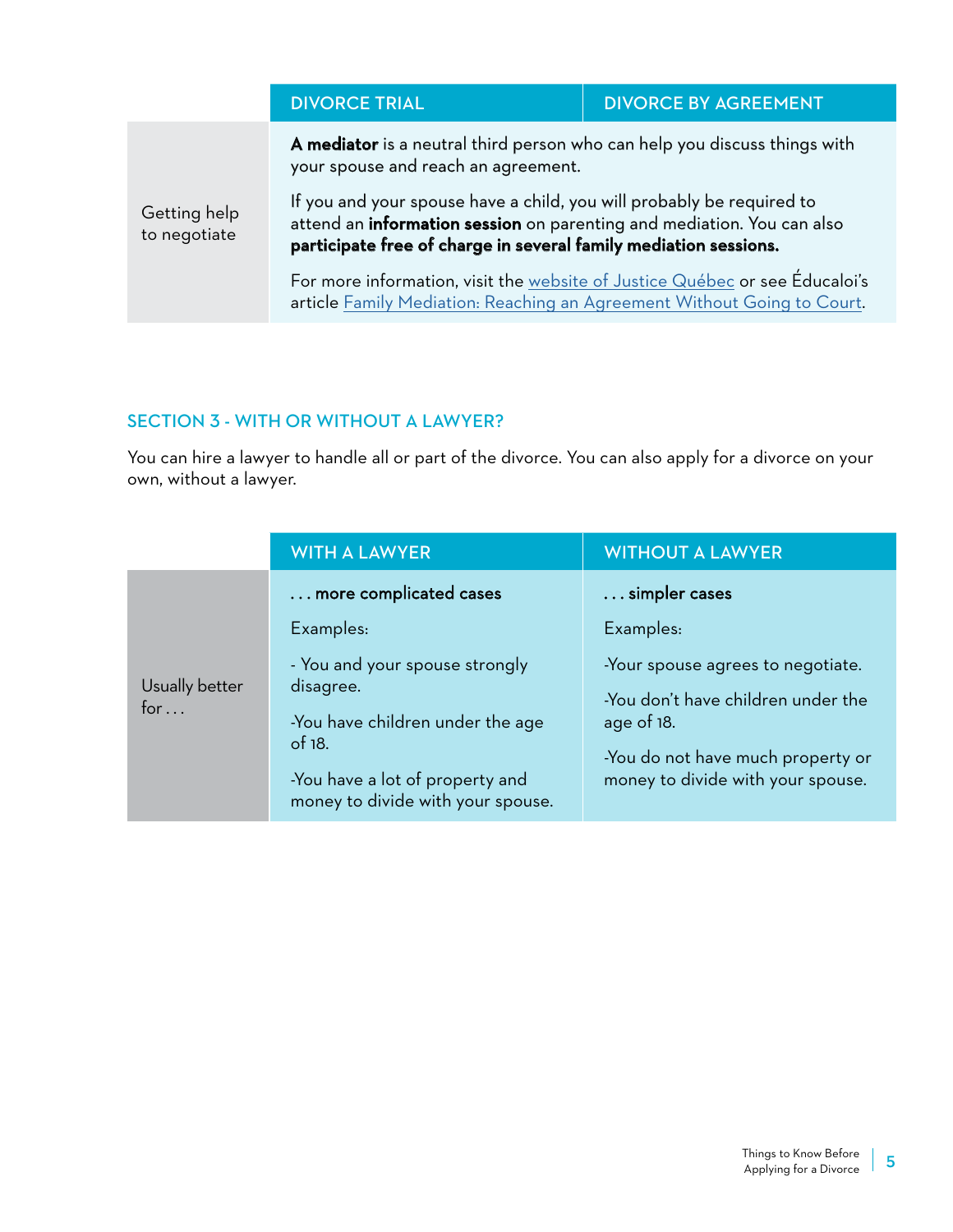| | DIVORCE TRIAL | DIVORCE BY AGREEMENT |
| --- | --- | --- |
| Getting help to negotiate | **A mediator** is a neutral third person who can help you discuss things with your spouse and reach an agreement.<br><br>If you and your spouse have a child, you will probably be required to attend an **information session** on parenting and mediation. You can also **participate free of charge in several family mediation sessions.**<br><br>For more information, visit the website of Justice Québec or see Éducaloi's article Family Mediation: Reaching an Agreement Without Going to Court. | |

## SECTION 3 - WITH OR WITHOUT A LAWYER?

You can hire a lawyer to handle all or part of the divorce. You can also apply for a divorce on your own, without a lawyer.

| | WITH A LAWYER | WITHOUT A LAWYER |
| --- | --- | --- |
| Usually better for . . . | **. . . more complicated cases**<br><br>Examples:<br><br>- You and your spouse strongly disagree.<br><br>-You have children under the age of 18.<br><br>-You have a lot of property and money to divide with your spouse. | **. . . simpler cases**<br><br>Examples:<br><br>-Your spouse agrees to negotiate.<br><br>-You don't have children under the age of 18.<br><br>-You do not have much property or money to divide with your spouse. |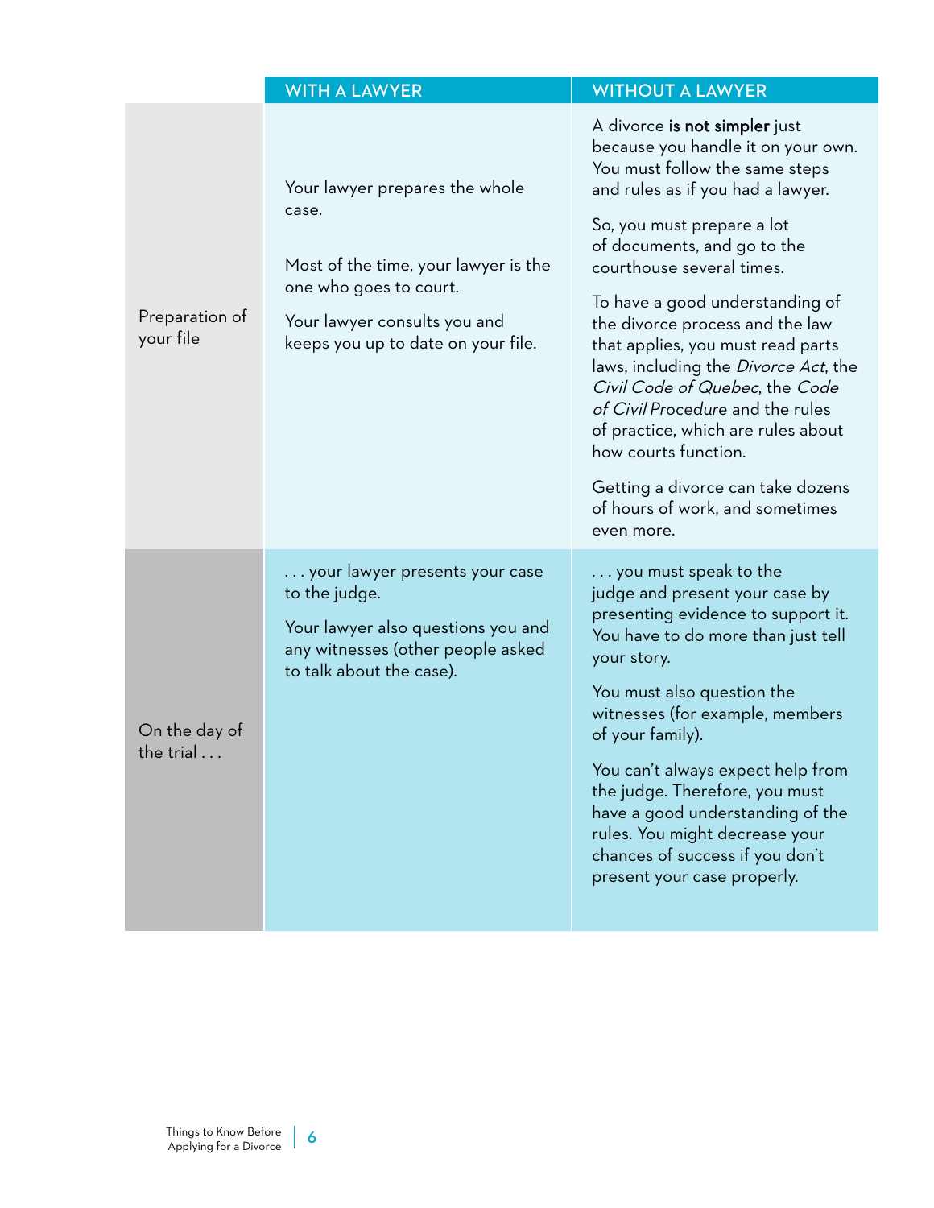| | WITH A LAWYER | WITHOUT A LAWYER |
|---|---|---|
| Preparation of your file | Your lawyer prepares the whole case.<br><br>Most of the time, your lawyer is the one who goes to court.<br><br>Your lawyer consults you and keeps you up to date on your file. | A divorce **is not simpler** just because you handle it on your own. You must follow the same steps and rules as if you had a lawyer.<br><br>So, you must prepare a lot of documents, and go to the courthouse several times.<br><br>To have a good understanding of the divorce process and the law that applies, you must read parts laws, including the *Divorce Act*, the *Civil Code of Quebec*, the *Code of Civil Procedure* and the rules of practice, which are rules about how courts function.<br><br>Getting a divorce can take dozens of hours of work, and sometimes even more. |
| On the day of the trial . . . | . . . your lawyer presents your case to the judge.<br><br>Your lawyer also questions you and any witnesses (other people asked to talk about the case). | . . . you must speak to the judge and present your case by presenting evidence to support it. You have to do more than just tell your story.<br><br>You must also question the witnesses (for example, members of your family).<br><br>You can't always expect help from the judge. Therefore, you must have a good understanding of the rules. You might decrease your chances of success if you don't present your case properly. |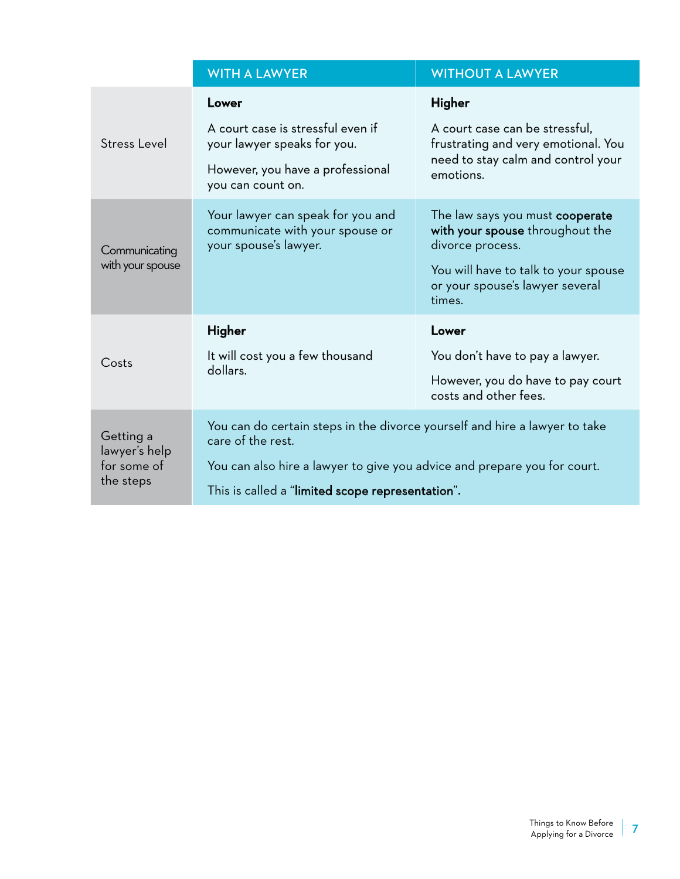| | WITH A LAWYER | WITHOUT A LAWYER |
|---|---|---|
| Stress Level | **Lower**<br><br>A court case is stressful even if your lawyer speaks for you.<br><br>However, you have a professional you can count on. | **Higher**<br><br>A court case can be stressful, frustrating and very emotional. You need to stay calm and control your emotions. |
| Communicating with your spouse | Your lawyer can speak for you and communicate with your spouse or your spouse's lawyer. | The law says you must **cooperate with your spouse** throughout the divorce process.<br><br>You will have to talk to your spouse or your spouse's lawyer several times. |
| Costs | **Higher**<br><br>It will cost you a few thousand dollars. | **Lower**<br><br>You don't have to pay a lawyer.<br><br>However, you do have to pay court costs and other fees. |
| Getting a lawyer's help for some of the steps | You can do certain steps in the divorce yourself and hire a lawyer to take care of the rest.<br><br>You can also hire a lawyer to give you advice and prepare you for court.<br><br>This is called a "**limited scope representation**". | |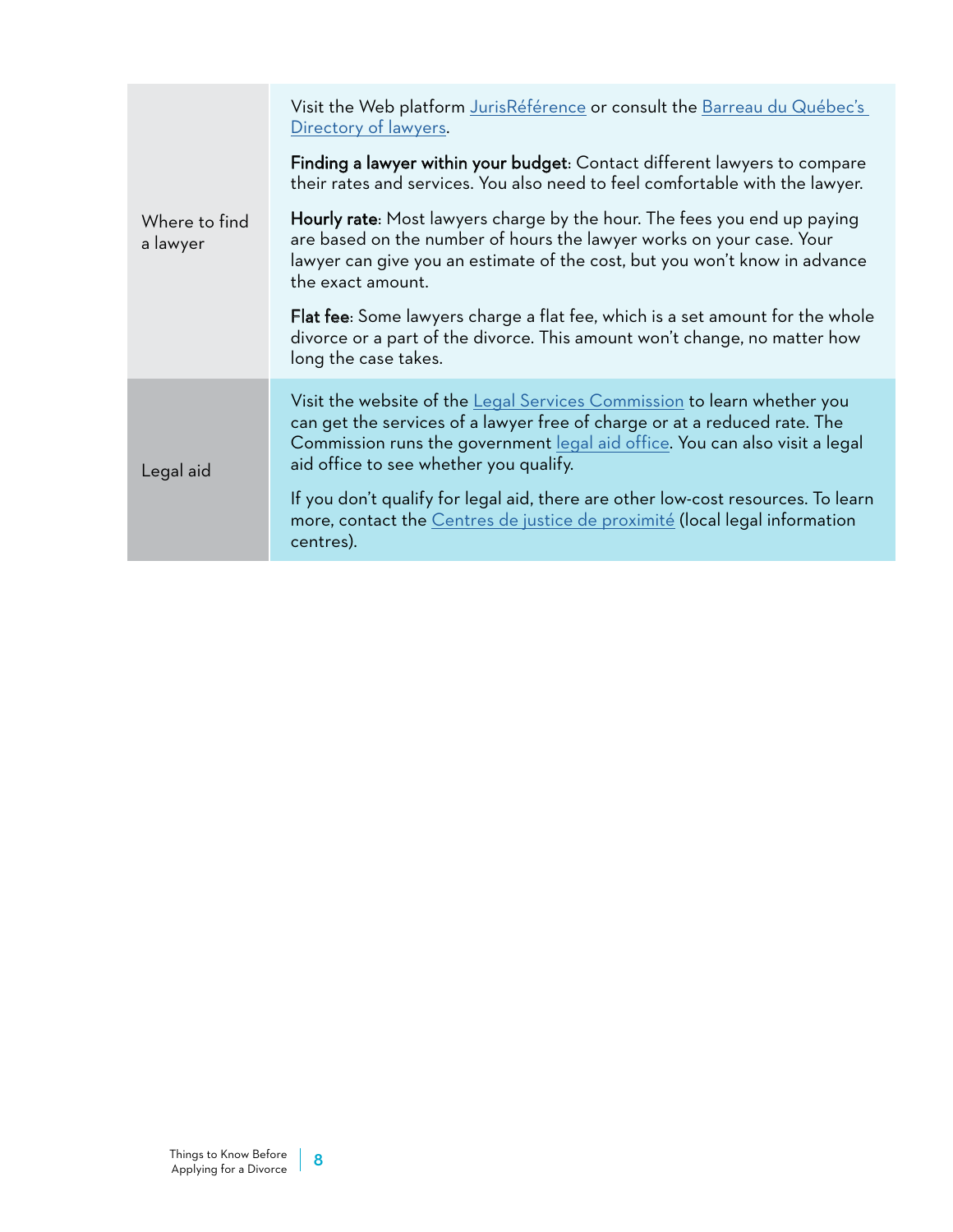| | |
|---|---|
| Where to find a lawyer | Visit the Web platform JurisRéférence or consult the Barreau du Québec's Directory of lawyers.<br><br>**Finding a lawyer within your budget**: Contact different lawyers to compare their rates and services. You also need to feel comfortable with the lawyer.<br><br>**Hourly rate**: Most lawyers charge by the hour. The fees you end up paying are based on the number of hours the lawyer works on your case. Your lawyer can give you an estimate of the cost, but you won't know in advance the exact amount.<br><br>**Flat fee**: Some lawyers charge a flat fee, which is a set amount for the whole divorce or a part of the divorce. This amount won't change, no matter how long the case takes. |
| Legal aid | Visit the website of the Legal Services Commission to learn whether you can get the services of a lawyer free of charge or at a reduced rate. The Commission runs the government legal aid office. You can also visit a legal aid office to see whether you qualify.<br><br>If you don't qualify for legal aid, there are other low-cost resources. To learn more, contact the Centres de justice de proximité (local legal information centres). |